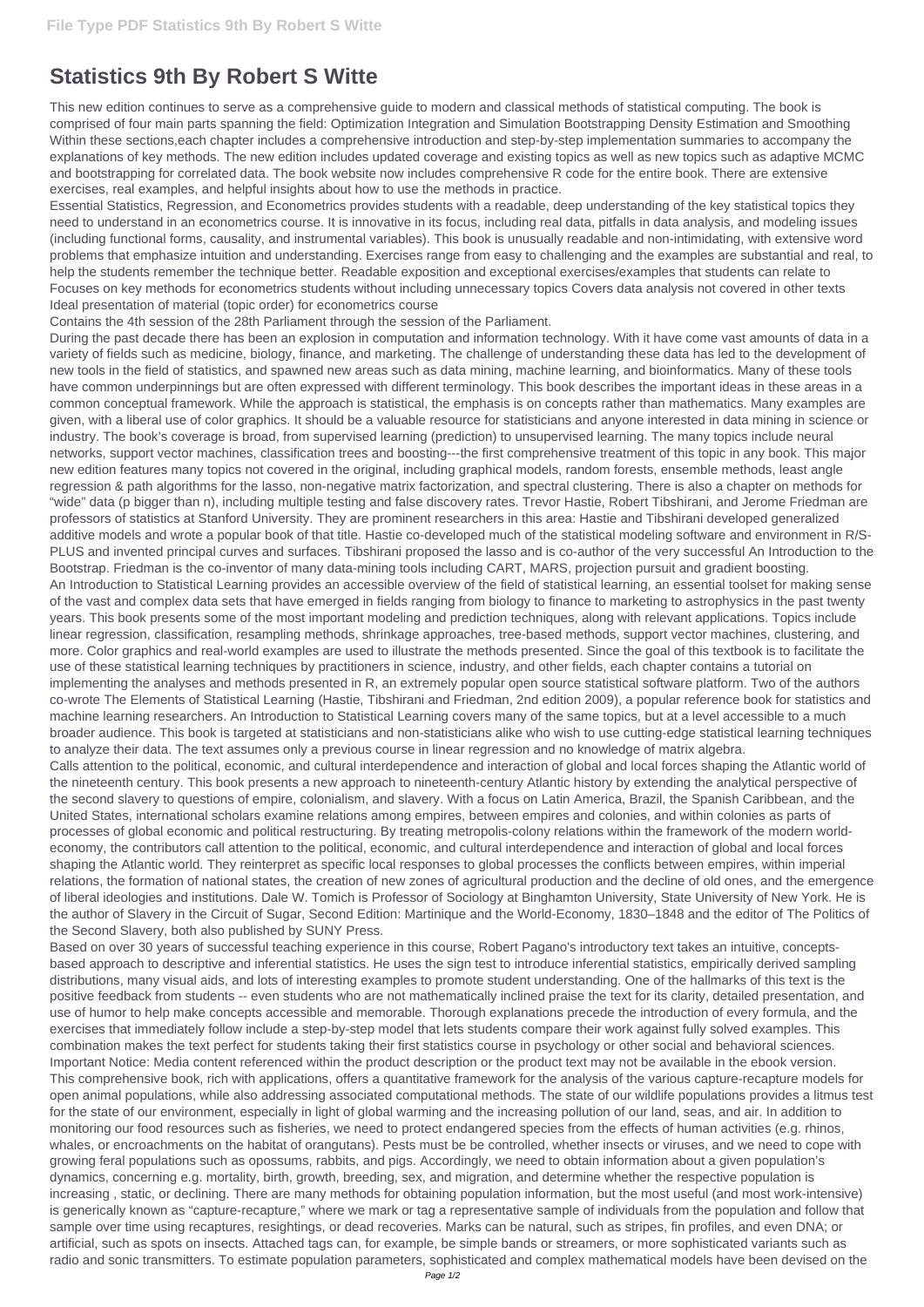# Statistics 9th By Robert S Witte

This new edition continues to serve as a comprehensive guide to modern and classical methods of statistical computing. The book is comprised of four main parts spanning the field: Optimization Integration and Simulation Bootstrapping Density Estimation and Smoothing Within these sections,each chapter includes a comprehensive introduction and step-by-step implementation summaries to accompany the explanations of key methods. The new edition includes updated coverage and existing topics as well as new topics such as adaptive MCMC and bootstrapping for correlated data. The book website now includes comprehensive R code for the entire book. There are extensive exercises, real examples, and helpful insights about how to use the methods in practice.

Essential Statistics, Regression, and Econometrics provides students with a readable, deep understanding of the key statistical topics they need to understand in an econometrics course. It is innovative in its focus, including real data, pitfalls in data analysis, and modeling issues (including functional forms, causality, and instrumental variables). This book is unusually readable and non-intimidating, with extensive word problems that emphasize intuition and understanding. Exercises range from easy to challenging and the examples are substantial and real, to help the students remember the technique better. Readable exposition and exceptional exercises/examples that students can relate to Focuses on key methods for econometrics students without including unnecessary topics Covers data analysis not covered in other texts Ideal presentation of material (topic order) for econometrics course

Contains the 4th session of the 28th Parliament through the session of the Parliament.

During the past decade there has been an explosion in computation and information technology. With it have come vast amounts of data in a variety of fields such as medicine, biology, finance, and marketing. The challenge of understanding these data has led to the development of new tools in the field of statistics, and spawned new areas such as data mining, machine learning, and bioinformatics. Many of these tools have common underpinnings but are often expressed with different terminology. This book describes the important ideas in these areas in a common conceptual framework. While the approach is statistical, the emphasis is on concepts rather than mathematics. Many examples are given, with a liberal use of color graphics. It should be a valuable resource for statisticians and anyone interested in data mining in science or industry. The book's coverage is broad, from supervised learning (prediction) to unsupervised learning. The many topics include neural networks, support vector machines, classification trees and boosting---the first comprehensive treatment of this topic in any book. This major new edition features many topics not covered in the original, including graphical models, random forests, ensemble methods, least angle regression & path algorithms for the lasso, non-negative matrix factorization, and spectral clustering. There is also a chapter on methods for "wide" data (p bigger than n), including multiple testing and false discovery rates. Trevor Hastie, Robert Tibshirani, and Jerome Friedman are professors of statistics at Stanford University. They are prominent researchers in this area: Hastie and Tibshirani developed generalized additive models and wrote a popular book of that title. Hastie co-developed much of the statistical modeling software and environment in R/S-PLUS and invented principal curves and surfaces. Tibshirani proposed the lasso and is co-author of the very successful An Introduction to the Bootstrap. Friedman is the co-inventor of many data-mining tools including CART, MARS, projection pursuit and gradient boosting.

An Introduction to Statistical Learning provides an accessible overview of the field of statistical learning, an essential toolset for making sense of the vast and complex data sets that have emerged in fields ranging from biology to finance to marketing to astrophysics in the past twenty years. This book presents some of the most important modeling and prediction techniques, along with relevant applications. Topics include linear regression, classification, resampling methods, shrinkage approaches, tree-based methods, support vector machines, clustering, and more. Color graphics and real-world examples are used to illustrate the methods presented. Since the goal of this textbook is to facilitate the use of these statistical learning techniques by practitioners in science, industry, and other fields, each chapter contains a tutorial on implementing the analyses and methods presented in R, an extremely popular open source statistical software platform. Two of the authors co-wrote The Elements of Statistical Learning (Hastie, Tibshirani and Friedman, 2nd edition 2009), a popular reference book for statistics and machine learning researchers. An Introduction to Statistical Learning covers many of the same topics, but at a level accessible to a much broader audience. This book is targeted at statisticians and non-statisticians alike who wish to use cutting-edge statistical learning techniques to analyze their data. The text assumes only a previous course in linear regression and no knowledge of matrix algebra.

Calls attention to the political, economic, and cultural interdependence and interaction of global and local forces shaping the Atlantic world of the nineteenth century. This book presents a new approach to nineteenth-century Atlantic history by extending the analytical perspective of the second slavery to questions of empire, colonialism, and slavery. With a focus on Latin America, Brazil, the Spanish Caribbean, and the United States, international scholars examine relations among empires, between empires and colonies, and within colonies as parts of processes of global economic and political restructuring. By treating metropolis-colony relations within the framework of the modern world-economy, the contributors call attention to the political, economic, and cultural interdependence and interaction of global and local forces shaping the Atlantic world. They reinterpret as specific local responses to global processes the conflicts between empires, within imperial relations, the formation of national states, the creation of new zones of agricultural production and the decline of old ones, and the emergence of liberal ideologies and institutions. Dale W. Tomich is Professor of Sociology at Binghamton University, State University of New York. He is the author of Slavery in the Circuit of Sugar, Second Edition: Martinique and the World-Economy, 1830–1848 and the editor of The Politics of the Second Slavery, both also published by SUNY Press.

Based on over 30 years of successful teaching experience in this course, Robert Pagano's introductory text takes an intuitive, concepts-based approach to descriptive and inferential statistics. He uses the sign test to introduce inferential statistics, empirically derived sampling distributions, many visual aids, and lots of interesting examples to promote student understanding. One of the hallmarks of this text is the positive feedback from students -- even students who are not mathematically inclined praise the text for its clarity, detailed presentation, and use of humor to help make concepts accessible and memorable. Thorough explanations precede the introduction of every formula, and the exercises that immediately follow include a step-by-step model that lets students compare their work against fully solved examples. This combination makes the text perfect for students taking their first statistics course in psychology or other social and behavioral sciences. Important Notice: Media content referenced within the product description or the product text may not be available in the ebook version.

This comprehensive book, rich with applications, offers a quantitative framework for the analysis of the various capture-recapture models for open animal populations, while also addressing associated computational methods. The state of our wildlife populations provides a litmus test for the state of our environment, especially in light of global warming and the increasing pollution of our land, seas, and air. In addition to monitoring our food resources such as fisheries, we need to protect endangered species from the effects of human activities (e.g. rhinos, whales, or encroachments on the habitat of orangutans). Pests must be be controlled, whether insects or viruses, and we need to cope with growing feral populations such as opossums, rabbits, and pigs. Accordingly, we need to obtain information about a given population's dynamics, concerning e.g. mortality, birth, growth, breeding, sex, and migration, and determine whether the respective population is increasing , static, or declining. There are many methods for obtaining population information, but the most useful (and most work-intensive) is generically known as "capture-recapture," where we mark or tag a representative sample of individuals from the population and follow that sample over time using recaptures, resightings, or dead recoveries. Marks can be natural, such as stripes, fin profiles, and even DNA; or artificial, such as spots on insects. Attached tags can, for example, be simple bands or streamers, or more sophisticated variants such as radio and sonic transmitters. To estimate population parameters, sophisticated and complex mathematical models have been devised on the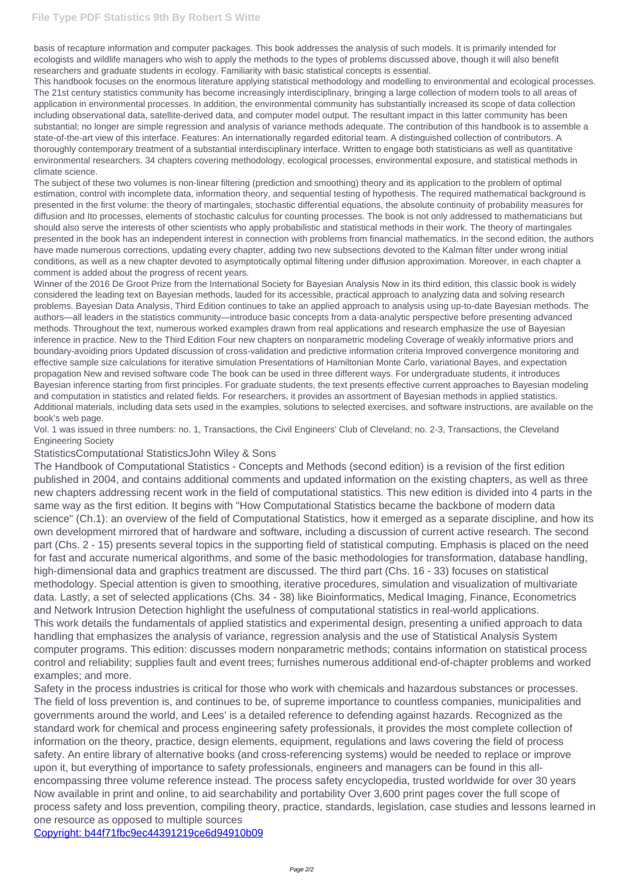basis of recapture information and computer packages. This book addresses the analysis of such models. It is primarily intended for ecologists and wildlife managers who wish to apply the methods to the types of problems discussed above, though it will also benefit researchers and graduate students in ecology. Familiarity with basic statistical concepts is essential.

This handbook focuses on the enormous literature applying statistical methodology and modelling to environmental and ecological processes. The 21st century statistics community has become increasingly interdisciplinary, bringing a large collection of modern tools to all areas of application in environmental processes. In addition, the environmental community has substantially increased its scope of data collection including observational data, satellite-derived data, and computer model output. The resultant impact in this latter community has been substantial; no longer are simple regression and analysis of variance methods adequate. The contribution of this handbook is to assemble a state-of-the-art view of this interface. Features: An internationally regarded editorial team. A distinguished collection of contributors. A thoroughly contemporary treatment of a substantial interdisciplinary interface. Written to engage both statisticians as well as quantitative environmental researchers. 34 chapters covering methodology, ecological processes, environmental exposure, and statistical methods in climate science.

The subject of these two volumes is non-linear filtering (prediction and smoothing) theory and its application to the problem of optimal estimation, control with incomplete data, information theory, and sequential testing of hypothesis. The required mathematical background is presented in the first volume: the theory of martingales, stochastic differential equations, the absolute continuity of probability measures for diffusion and Ito processes, elements of stochastic calculus for counting processes. The book is not only addressed to mathematicians but should also serve the interests of other scientists who apply probabilistic and statistical methods in their work. The theory of martingales presented in the book has an independent interest in connection with problems from financial mathematics. In the second edition, the authors have made numerous corrections, updating every chapter, adding two new subsections devoted to the Kalman filter under wrong initial conditions, as well as a new chapter devoted to asymptotically optimal filtering under diffusion approximation. Moreover, in each chapter a comment is added about the progress of recent years.

Winner of the 2016 De Groot Prize from the International Society for Bayesian Analysis Now in its third edition, this classic book is widely considered the leading text on Bayesian methods, lauded for its accessible, practical approach to analyzing data and solving research problems. Bayesian Data Analysis, Third Edition continues to take an applied approach to analysis using up-to-date Bayesian methods. The authors—all leaders in the statistics community—introduce basic concepts from a data-analytic perspective before presenting advanced methods. Throughout the text, numerous worked examples drawn from real applications and research emphasize the use of Bayesian inference in practice. New to the Third Edition Four new chapters on nonparametric modeling Coverage of weakly informative priors and boundary-avoiding priors Updated discussion of cross-validation and predictive information criteria Improved convergence monitoring and effective sample size calculations for iterative simulation Presentations of Hamiltonian Monte Carlo, variational Bayes, and expectation propagation New and revised software code The book can be used in three different ways. For undergraduate students, it introduces Bayesian inference starting from first principles. For graduate students, the text presents effective current approaches to Bayesian modeling and computation in statistics and related fields. For researchers, it provides an assortment of Bayesian methods in applied statistics. Additional materials, including data sets used in the examples, solutions to selected exercises, and software instructions, are available on the book's web page.

Vol. 1 was issued in three numbers: no. 1, Transactions, the Civil Engineers' Club of Cleveland; no. 2-3, Transactions, the Cleveland Engineering Society

StatisticsComputational StatisticsJohn Wiley & Sons

The Handbook of Computational Statistics - Concepts and Methods (second edition) is a revision of the first edition published in 2004, and contains additional comments and updated information on the existing chapters, as well as three new chapters addressing recent work in the field of computational statistics. This new edition is divided into 4 parts in the same way as the first edition. It begins with "How Computational Statistics became the backbone of modern data science" (Ch.1): an overview of the field of Computational Statistics, how it emerged as a separate discipline, and how its own development mirrored that of hardware and software, including a discussion of current active research. The second part (Chs. 2 - 15) presents several topics in the supporting field of statistical computing. Emphasis is placed on the need for fast and accurate numerical algorithms, and some of the basic methodologies for transformation, database handling, high-dimensional data and graphics treatment are discussed. The third part (Chs. 16 - 33) focuses on statistical methodology. Special attention is given to smoothing, iterative procedures, simulation and visualization of multivariate data. Lastly, a set of selected applications (Chs. 34 - 38) like Bioinformatics, Medical Imaging, Finance, Econometrics and Network Intrusion Detection highlight the usefulness of computational statistics in real-world applications.

This work details the fundamentals of applied statistics and experimental design, presenting a unified approach to data handling that emphasizes the analysis of variance, regression analysis and the use of Statistical Analysis System computer programs. This edition: discusses modern nonparametric methods; contains information on statistical process control and reliability; supplies fault and event trees; furnishes numerous additional end-of-chapter problems and worked examples; and more.

Safety in the process industries is critical for those who work with chemicals and hazardous substances or processes. The field of loss prevention is, and continues to be, of supreme importance to countless companies, municipalities and governments around the world, and Lees' is a detailed reference to defending against hazards. Recognized as the standard work for chemical and process engineering safety professionals, it provides the most complete collection of information on the theory, practice, design elements, equipment, regulations and laws covering the field of process safety. An entire library of alternative books (and cross-referencing systems) would be needed to replace or improve upon it, but everything of importance to safety professionals, engineers and managers can be found in this all-encompassing three volume reference instead. The process safety encyclopedia, trusted worldwide for over 30 years Now available in print and online, to aid searchability and portability Over 3,600 print pages cover the full scope of process safety and loss prevention, compiling theory, practice, standards, legislation, case studies and lessons learned in one resource as opposed to multiple sources

Copyright: b44f71fbc9ec44391219ce6d94910b09